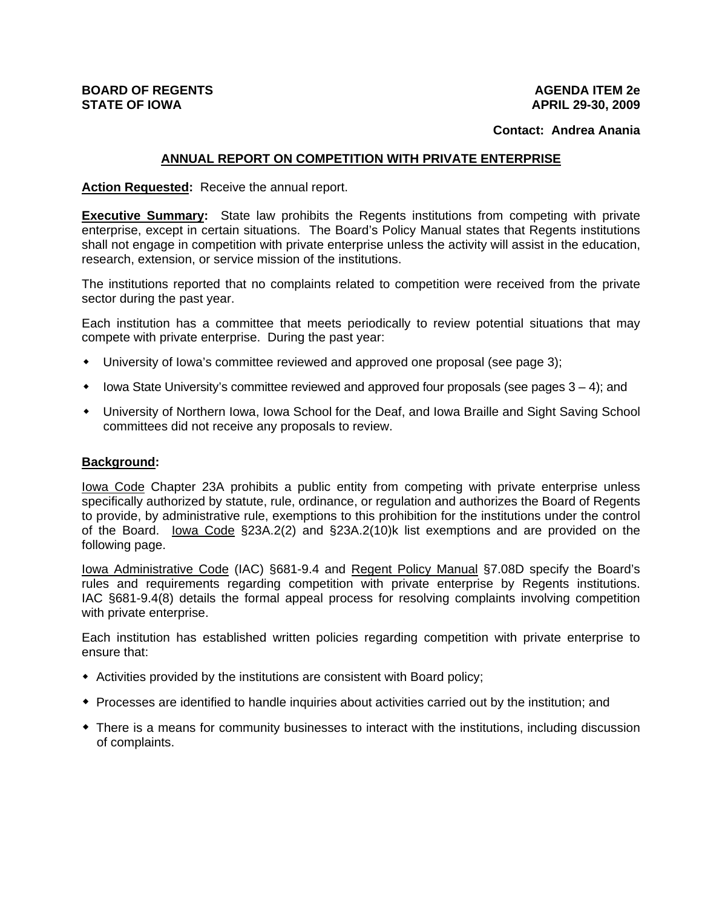**BOARD OF REGENTS**
**STATE OF IOWA**

**AGENDA ITEM 2e**
**APRIL 29-30, 2009**

**Contact: Andrea Anania**

## ANNUAL REPORT ON COMPETITION WITH PRIVATE ENTERPRISE

**Action Requested:** Receive the annual report.

**Executive Summary:** State law prohibits the Regents institutions from competing with private enterprise, except in certain situations. The Board's Policy Manual states that Regents institutions shall not engage in competition with private enterprise unless the activity will assist in the education, research, extension, or service mission of the institutions.

The institutions reported that no complaints related to competition were received from the private sector during the past year.

Each institution has a committee that meets periodically to review potential situations that may compete with private enterprise. During the past year:

- University of Iowa's committee reviewed and approved one proposal (see page 3);
- Iowa State University's committee reviewed and approved four proposals (see pages 3 – 4); and
- University of Northern Iowa, Iowa School for the Deaf, and Iowa Braille and Sight Saving School committees did not receive any proposals to review.

**Background:**

Iowa Code Chapter 23A prohibits a public entity from competing with private enterprise unless specifically authorized by statute, rule, ordinance, or regulation and authorizes the Board of Regents to provide, by administrative rule, exemptions to this prohibition for the institutions under the control of the Board. Iowa Code §23A.2(2) and §23A.2(10)k list exemptions and are provided on the following page.

Iowa Administrative Code (IAC) §681-9.4 and Regent Policy Manual §7.08D specify the Board's rules and requirements regarding competition with private enterprise by Regents institutions. IAC §681-9.4(8) details the formal appeal process for resolving complaints involving competition with private enterprise.

Each institution has established written policies regarding competition with private enterprise to ensure that:

- Activities provided by the institutions are consistent with Board policy;
- Processes are identified to handle inquiries about activities carried out by the institution; and
- There is a means for community businesses to interact with the institutions, including discussion of complaints.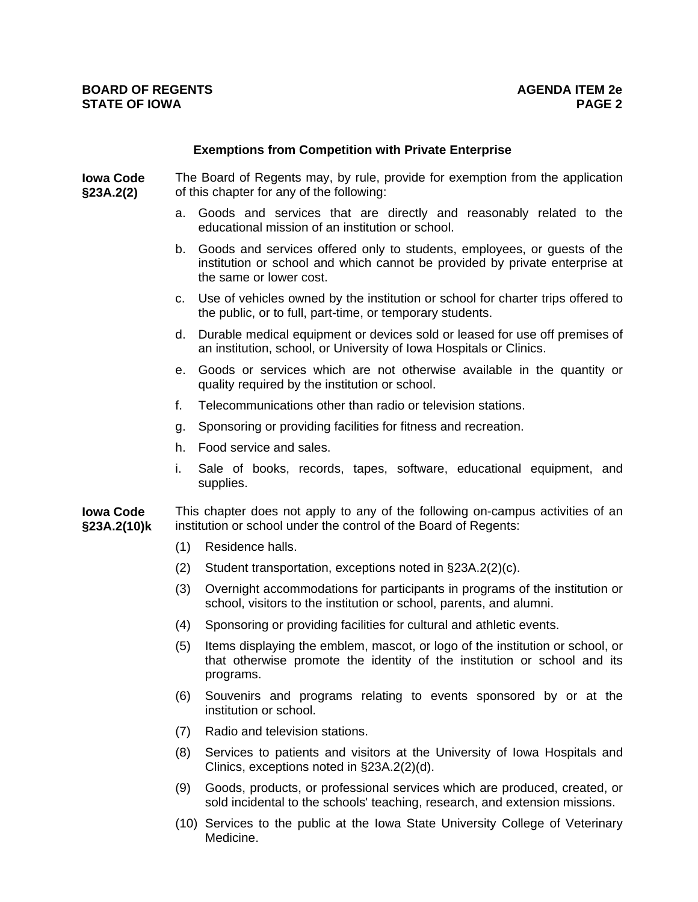## Exemptions from Competition with Private Enterprise

**Iowa Code §23A.2(2)**

The Board of Regents may, by rule, provide for exemption from the application of this chapter for any of the following:

a. Goods and services that are directly and reasonably related to the educational mission of an institution or school.

b. Goods and services offered only to students, employees, or guests of the institution or school and which cannot be provided by private enterprise at the same or lower cost.

c. Use of vehicles owned by the institution or school for charter trips offered to the public, or to full, part-time, or temporary students.

d. Durable medical equipment or devices sold or leased for use off premises of an institution, school, or University of Iowa Hospitals or Clinics.

e. Goods or services which are not otherwise available in the quantity or quality required by the institution or school.

f. Telecommunications other than radio or television stations.

g. Sponsoring or providing facilities for fitness and recreation.

h. Food service and sales.

i. Sale of books, records, tapes, software, educational equipment, and supplies.

**Iowa Code §23A.2(10)k**

This chapter does not apply to any of the following on-campus activities of an institution or school under the control of the Board of Regents:

(1) Residence halls.

(2) Student transportation, exceptions noted in §23A.2(2)(c).

(3) Overnight accommodations for participants in programs of the institution or school, visitors to the institution or school, parents, and alumni.

(4) Sponsoring or providing facilities for cultural and athletic events.

(5) Items displaying the emblem, mascot, or logo of the institution or school, or that otherwise promote the identity of the institution or school and its programs.

(6) Souvenirs and programs relating to events sponsored by or at the institution or school.

(7) Radio and television stations.

(8) Services to patients and visitors at the University of Iowa Hospitals and Clinics, exceptions noted in §23A.2(2)(d).

(9) Goods, products, or professional services which are produced, created, or sold incidental to the schools' teaching, research, and extension missions.

(10) Services to the public at the Iowa State University College of Veterinary Medicine.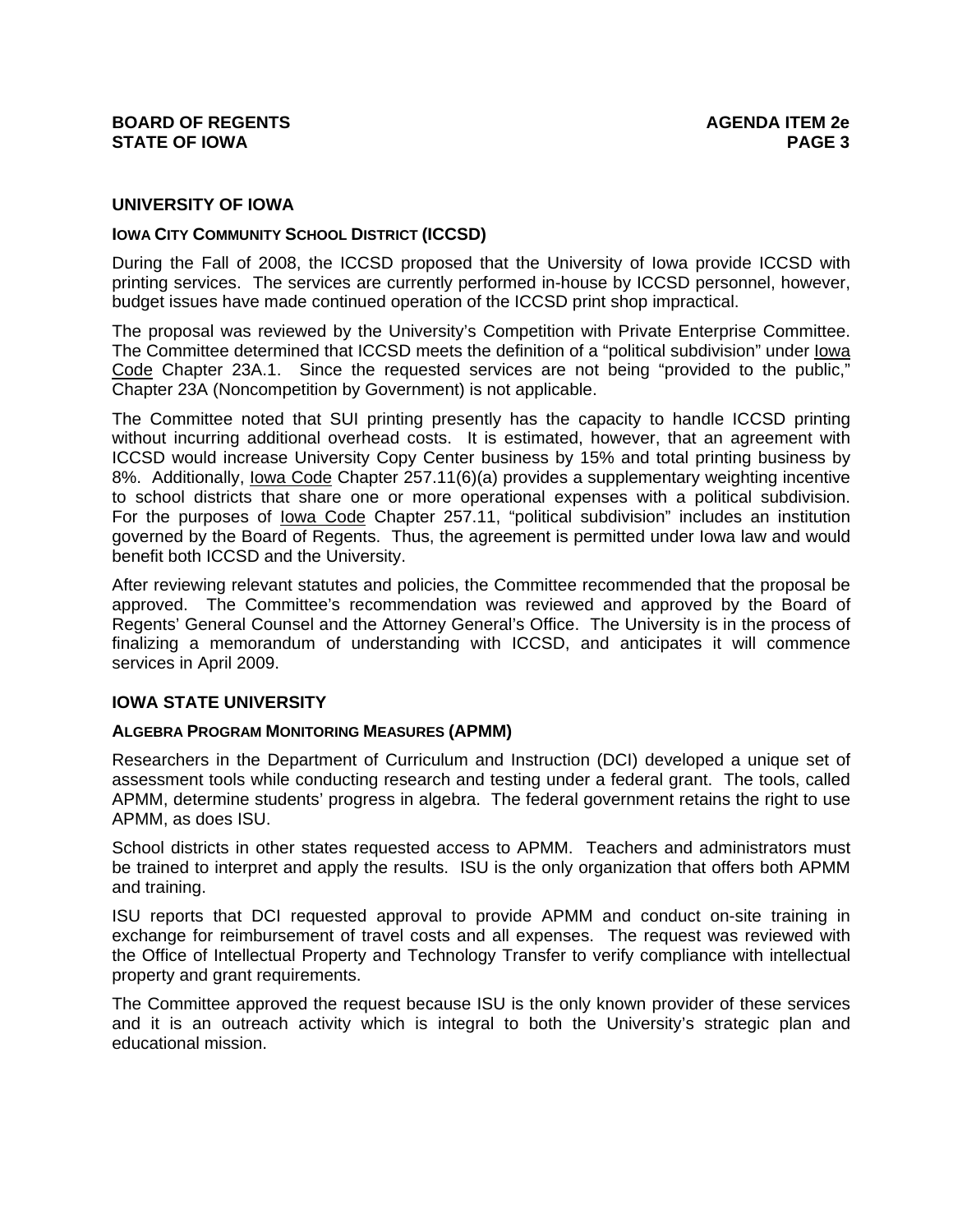## UNIVERSITY OF IOWA

### IOWA CITY COMMUNITY SCHOOL DISTRICT (ICCSD)

During the Fall of 2008, the ICCSD proposed that the University of Iowa provide ICCSD with printing services. The services are currently performed in-house by ICCSD personnel, however, budget issues have made continued operation of the ICCSD print shop impractical.

The proposal was reviewed by the University's Competition with Private Enterprise Committee. The Committee determined that ICCSD meets the definition of a "political subdivision" under Iowa Code Chapter 23A.1. Since the requested services are not being "provided to the public," Chapter 23A (Noncompetition by Government) is not applicable.

The Committee noted that SUI printing presently has the capacity to handle ICCSD printing without incurring additional overhead costs. It is estimated, however, that an agreement with ICCSD would increase University Copy Center business by 15% and total printing business by 8%. Additionally, Iowa Code Chapter 257.11(6)(a) provides a supplementary weighting incentive to school districts that share one or more operational expenses with a political subdivision. For the purposes of Iowa Code Chapter 257.11, "political subdivision" includes an institution governed by the Board of Regents. Thus, the agreement is permitted under Iowa law and would benefit both ICCSD and the University.

After reviewing relevant statutes and policies, the Committee recommended that the proposal be approved. The Committee's recommendation was reviewed and approved by the Board of Regents' General Counsel and the Attorney General's Office. The University is in the process of finalizing a memorandum of understanding with ICCSD, and anticipates it will commence services in April 2009.

## IOWA STATE UNIVERSITY

### ALGEBRA PROGRAM MONITORING MEASURES (APMM)

Researchers in the Department of Curriculum and Instruction (DCI) developed a unique set of assessment tools while conducting research and testing under a federal grant. The tools, called APMM, determine students' progress in algebra. The federal government retains the right to use APMM, as does ISU.

School districts in other states requested access to APMM. Teachers and administrators must be trained to interpret and apply the results. ISU is the only organization that offers both APMM and training.

ISU reports that DCI requested approval to provide APMM and conduct on-site training in exchange for reimbursement of travel costs and all expenses. The request was reviewed with the Office of Intellectual Property and Technology Transfer to verify compliance with intellectual property and grant requirements.

The Committee approved the request because ISU is the only known provider of these services and it is an outreach activity which is integral to both the University's strategic plan and educational mission.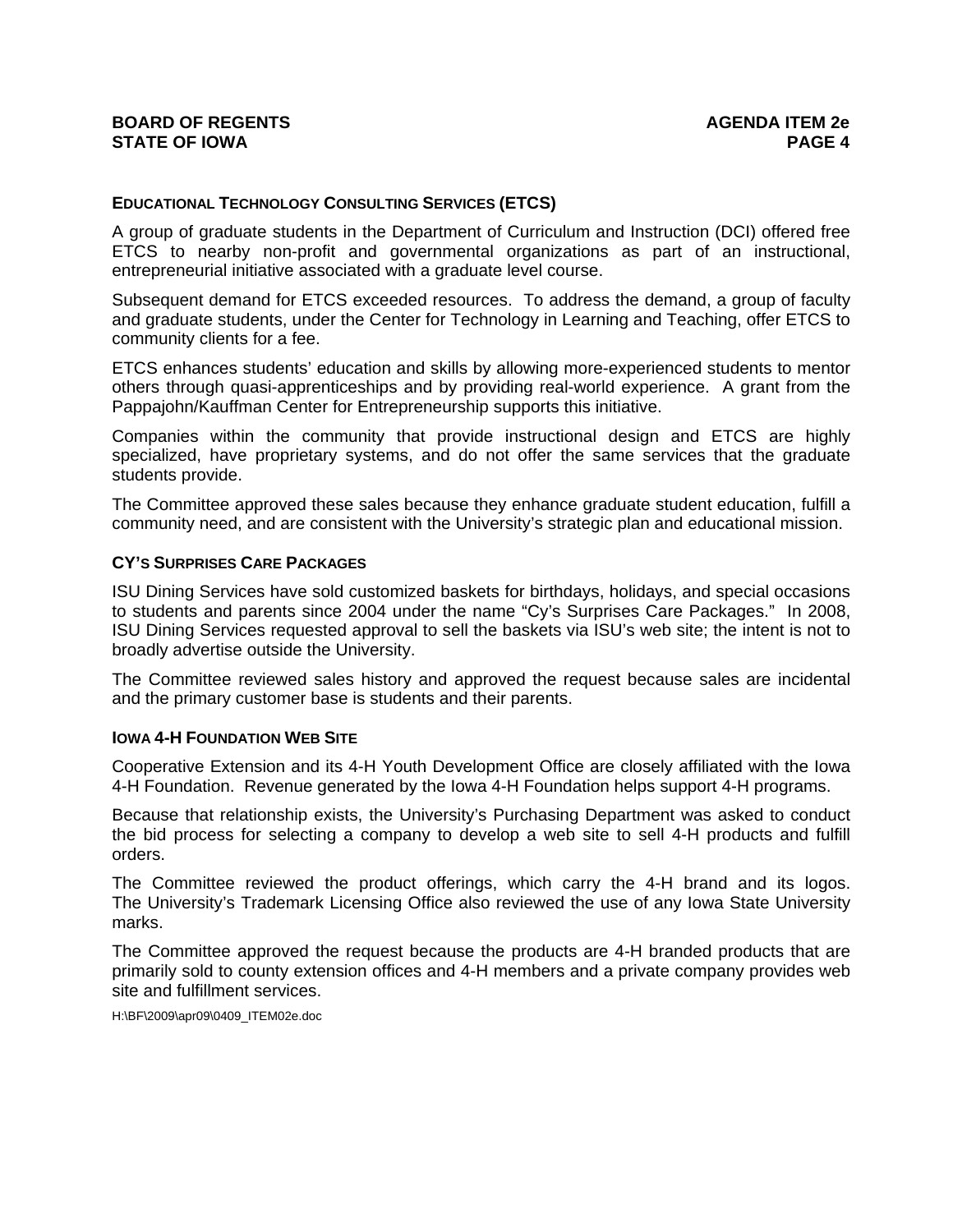### EDUCATIONAL TECHNOLOGY CONSULTING SERVICES (ETCS)

A group of graduate students in the Department of Curriculum and Instruction (DCI) offered free ETCS to nearby non-profit and governmental organizations as part of an instructional, entrepreneurial initiative associated with a graduate level course.

Subsequent demand for ETCS exceeded resources. To address the demand, a group of faculty and graduate students, under the Center for Technology in Learning and Teaching, offer ETCS to community clients for a fee.

ETCS enhances students' education and skills by allowing more-experienced students to mentor others through quasi-apprenticeships and by providing real-world experience. A grant from the Pappajohn/Kauffman Center for Entrepreneurship supports this initiative.

Companies within the community that provide instructional design and ETCS are highly specialized, have proprietary systems, and do not offer the same services that the graduate students provide.

The Committee approved these sales because they enhance graduate student education, fulfill a community need, and are consistent with the University's strategic plan and educational mission.

### CY'S SURPRISES CARE PACKAGES

ISU Dining Services have sold customized baskets for birthdays, holidays, and special occasions to students and parents since 2004 under the name "Cy's Surprises Care Packages." In 2008, ISU Dining Services requested approval to sell the baskets via ISU's web site; the intent is not to broadly advertise outside the University.

The Committee reviewed sales history and approved the request because sales are incidental and the primary customer base is students and their parents.

### IOWA 4-H FOUNDATION WEB SITE

Cooperative Extension and its 4-H Youth Development Office are closely affiliated with the Iowa 4-H Foundation. Revenue generated by the Iowa 4-H Foundation helps support 4-H programs.

Because that relationship exists, the University's Purchasing Department was asked to conduct the bid process for selecting a company to develop a web site to sell 4-H products and fulfill orders.

The Committee reviewed the product offerings, which carry the 4-H brand and its logos. The University's Trademark Licensing Office also reviewed the use of any Iowa State University marks.

The Committee approved the request because the products are 4-H branded products that are primarily sold to county extension offices and 4-H members and a private company provides web site and fulfillment services.

H:\BF\2009\apr09\0409_ITEM02e.doc